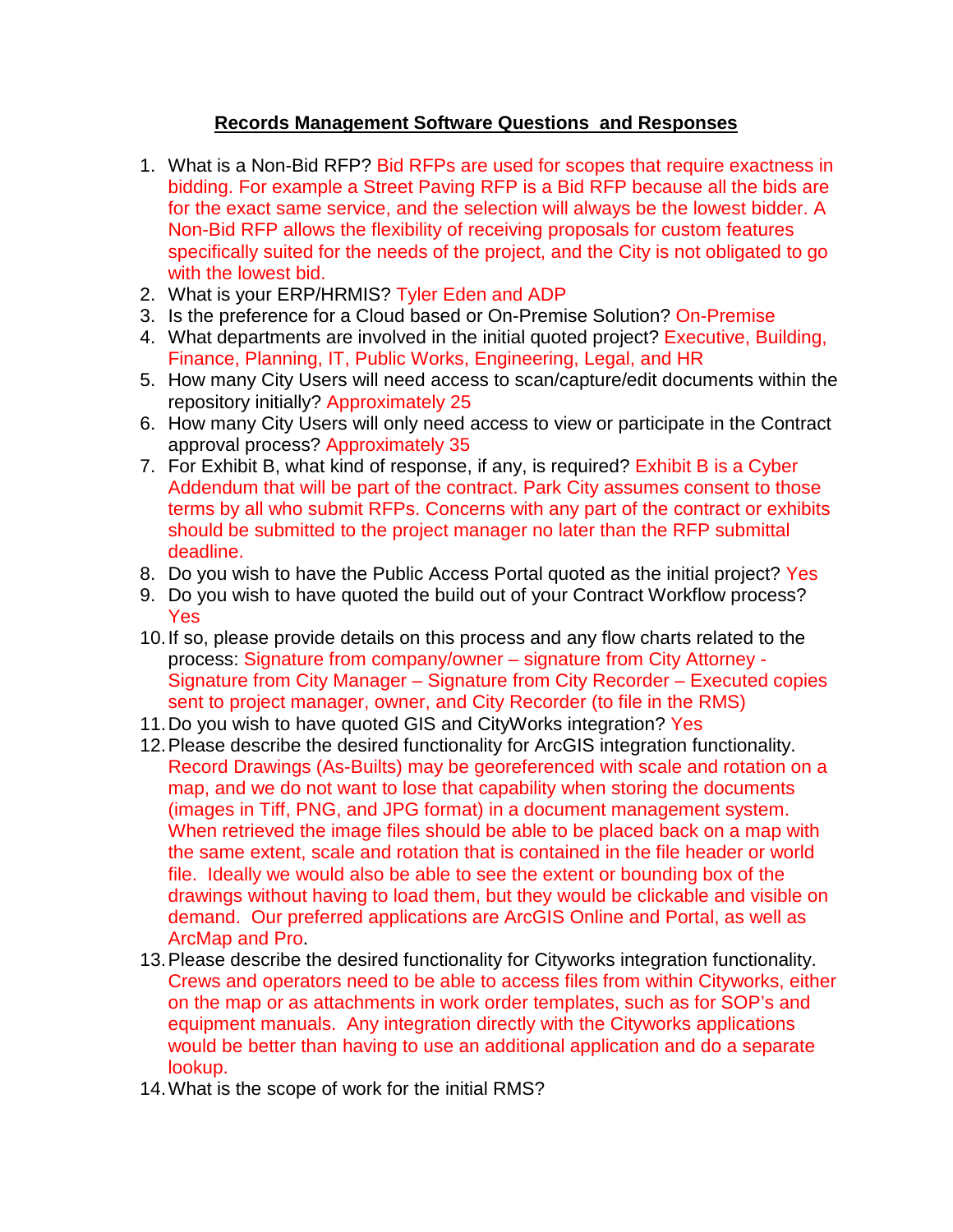# **Records Management Software Questions and Responses**

1. What is a Non-Bid RFP? Bid RFPs are used for scopes that require exactness in bidding. For example a Street Paving RFP is a Bid RFP because all the bids are for the exact same service, and the selection will always be the lowest bidder. A Non-Bid RFP allows the flexibility of receiving proposals for custom features specifically suited for the needs of the project, and the City is not obligated to go with the lowest bid.
2. What is your ERP/HRMIS? Tyler Eden and ADP
3. Is the preference for a Cloud based or On-Premise Solution? On-Premise
4. What departments are involved in the initial quoted project? Executive, Building, Finance, Planning, IT, Public Works, Engineering, Legal, and HR
5. How many City Users will need access to scan/capture/edit documents within the repository initially? Approximately 25
6. How many City Users will only need access to view or participate in the Contract approval process? Approximately 35
7. For Exhibit B, what kind of response, if any, is required? Exhibit B is a Cyber Addendum that will be part of the contract. Park City assumes consent to those terms by all who submit RFPs. Concerns with any part of the contract or exhibits should be submitted to the project manager no later than the RFP submittal deadline.
8. Do you wish to have the Public Access Portal quoted as the initial project? Yes
9. Do you wish to have quoted the build out of your Contract Workflow process? Yes
10. If so, please provide details on this process and any flow charts related to the process: Signature from company/owner – signature from City Attorney - Signature from City Manager – Signature from City Recorder – Executed copies sent to project manager, owner, and City Recorder (to file in the RMS)
11. Do you wish to have quoted GIS and CityWorks integration? Yes
12. Please describe the desired functionality for ArcGIS integration functionality. Record Drawings (As-Builts) may be georeferenced with scale and rotation on a map, and we do not want to lose that capability when storing the documents (images in Tiff, PNG, and JPG format) in a document management system. When retrieved the image files should be able to be placed back on a map with the same extent, scale and rotation that is contained in the file header or world file. Ideally we would also be able to see the extent or bounding box of the drawings without having to load them, but they would be clickable and visible on demand. Our preferred applications are ArcGIS Online and Portal, as well as ArcMap and Pro.
13. Please describe the desired functionality for Cityworks integration functionality. Crews and operators need to be able to access files from within Cityworks, either on the map or as attachments in work order templates, such as for SOP's and equipment manuals. Any integration directly with the Cityworks applications would be better than having to use an additional application and do a separate lookup.
14. What is the scope of work for the initial RMS?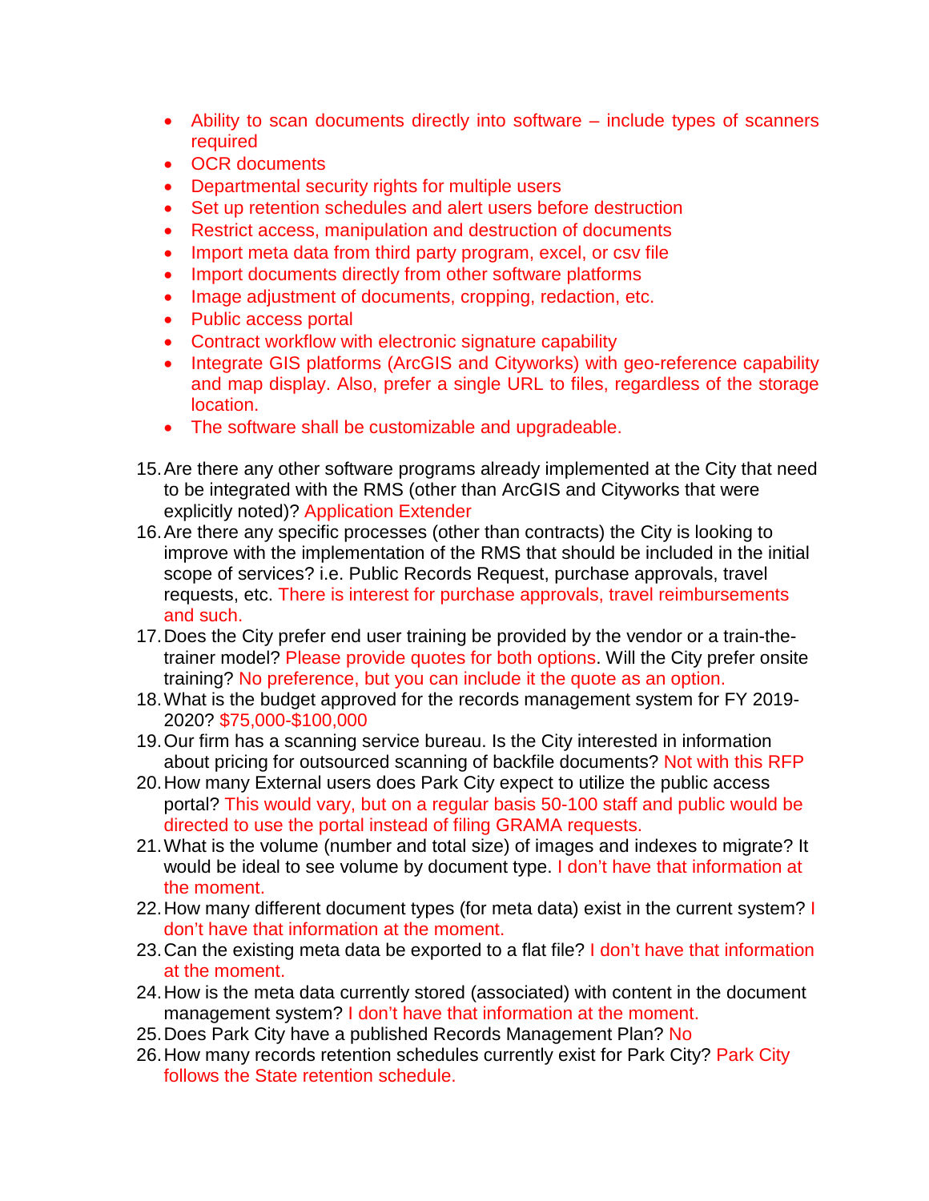- Ability to scan documents directly into software – include types of scanners required
- OCR documents
- Departmental security rights for multiple users
- Set up retention schedules and alert users before destruction
- Restrict access, manipulation and destruction of documents
- Import meta data from third party program, excel, or csv file
- Import documents directly from other software platforms
- Image adjustment of documents, cropping, redaction, etc.
- Public access portal
- Contract workflow with electronic signature capability
- Integrate GIS platforms (ArcGIS and Cityworks) with geo-reference capability and map display. Also, prefer a single URL to files, regardless of the storage location.
- The software shall be customizable and upgradeable.

15. Are there any other software programs already implemented at the City that need to be integrated with the RMS (other than ArcGIS and Cityworks that were explicitly noted)? Application Extender
16. Are there any specific processes (other than contracts) the City is looking to improve with the implementation of the RMS that should be included in the initial scope of services? i.e. Public Records Request, purchase approvals, travel requests, etc. There is interest for purchase approvals, travel reimbursements and such.
17. Does the City prefer end user training be provided by the vendor or a train-the-trainer model? Please provide quotes for both options. Will the City prefer onsite training? No preference, but you can include it the quote as an option.
18. What is the budget approved for the records management system for FY 2019-2020? $75,000-$100,000
19. Our firm has a scanning service bureau. Is the City interested in information about pricing for outsourced scanning of backfile documents? Not with this RFP
20. How many External users does Park City expect to utilize the public access portal? This would vary, but on a regular basis 50-100 staff and public would be directed to use the portal instead of filing GRAMA requests.
21. What is the volume (number and total size) of images and indexes to migrate? It would be ideal to see volume by document type. I don't have that information at the moment.
22. How many different document types (for meta data) exist in the current system? I don't have that information at the moment.
23. Can the existing meta data be exported to a flat file? I don't have that information at the moment.
24. How is the meta data currently stored (associated) with content in the document management system? I don't have that information at the moment.
25. Does Park City have a published Records Management Plan? No
26. How many records retention schedules currently exist for Park City? Park City follows the State retention schedule.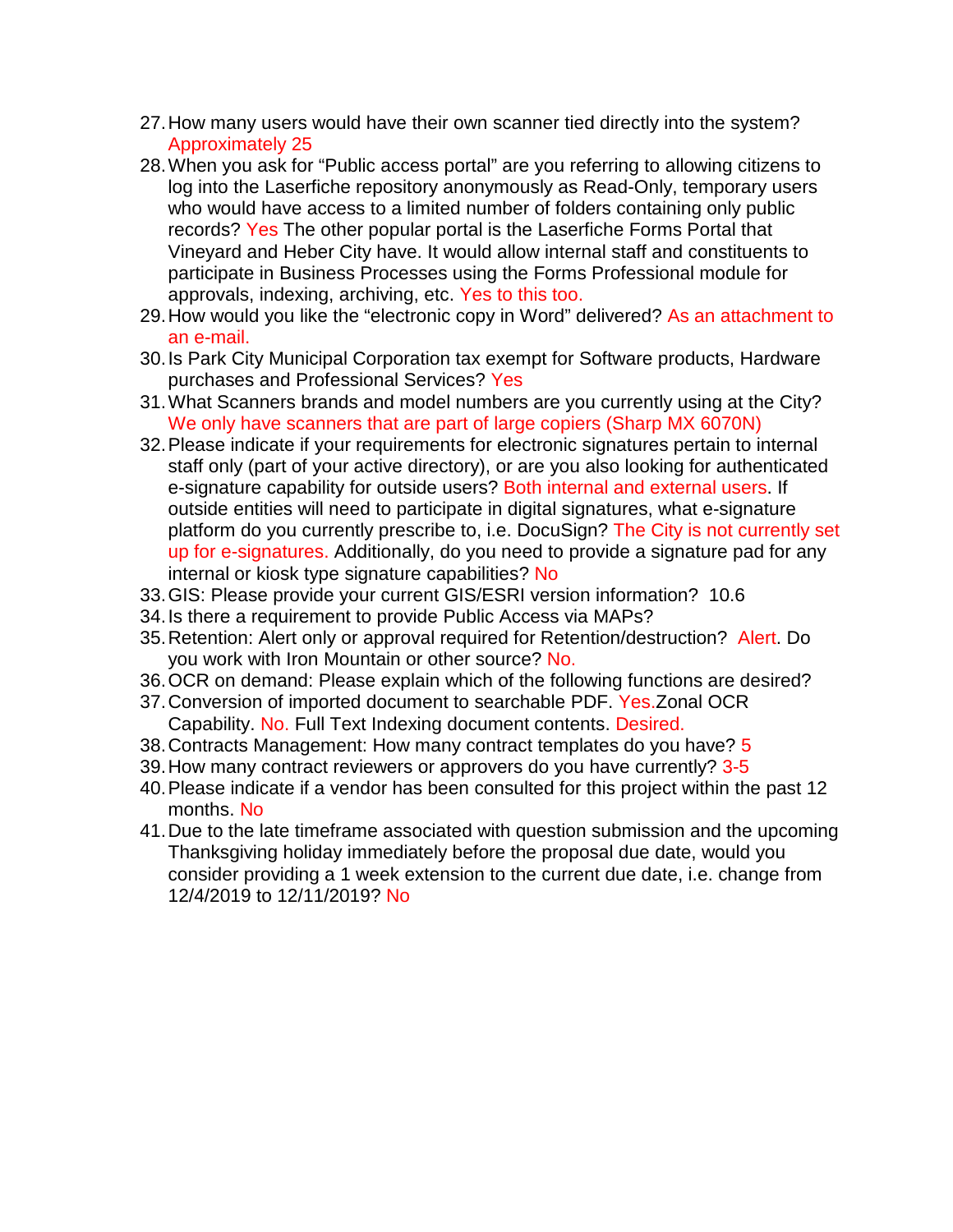27. How many users would have their own scanner tied directly into the system? Approximately 25
28. When you ask for "Public access portal" are you referring to allowing citizens to log into the Laserfiche repository anonymously as Read-Only, temporary users who would have access to a limited number of folders containing only public records? Yes The other popular portal is the Laserfiche Forms Portal that Vineyard and Heber City have. It would allow internal staff and constituents to participate in Business Processes using the Forms Professional module for approvals, indexing, archiving, etc. Yes to this too.
29. How would you like the "electronic copy in Word" delivered? As an attachment to an e-mail.
30. Is Park City Municipal Corporation tax exempt for Software products, Hardware purchases and Professional Services? Yes
31. What Scanners brands and model numbers are you currently using at the City? We only have scanners that are part of large copiers (Sharp MX 6070N)
32. Please indicate if your requirements for electronic signatures pertain to internal staff only (part of your active directory), or are you also looking for authenticated e-signature capability for outside users? Both internal and external users. If outside entities will need to participate in digital signatures, what e-signature platform do you currently prescribe to, i.e. DocuSign? The City is not currently set up for e-signatures. Additionally, do you need to provide a signature pad for any internal or kiosk type signature capabilities? No
33. GIS: Please provide your current GIS/ESRI version information? 10.6
34. Is there a requirement to provide Public Access via MAPs?
35. Retention: Alert only or approval required for Retention/destruction? Alert. Do you work with Iron Mountain or other source? No.
36. OCR on demand: Please explain which of the following functions are desired?
37. Conversion of imported document to searchable PDF. Yes.Zonal OCR Capability. No. Full Text Indexing document contents. Desired.
38. Contracts Management: How many contract templates do you have? 5
39. How many contract reviewers or approvers do you have currently? 3-5
40. Please indicate if a vendor has been consulted for this project within the past 12 months. No
41. Due to the late timeframe associated with question submission and the upcoming Thanksgiving holiday immediately before the proposal due date, would you consider providing a 1 week extension to the current due date, i.e. change from 12/4/2019 to 12/11/2019? No